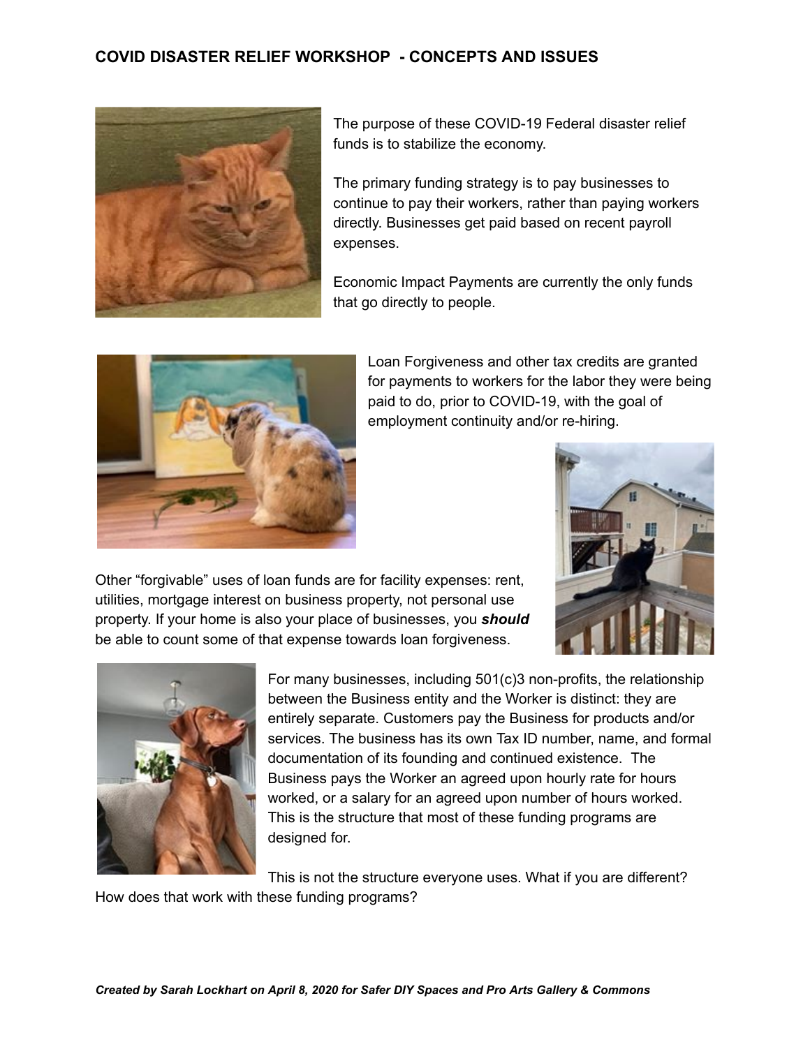## COVID DISASTER RELIEF WORKSHOP - CONCEPTS AND ISSUES

The purpose of these COVID-19 Federal disaster relief funds is to stabilize the economy.

The primary funding strategy is to pay businesses to continue to pay their workers, rather than paying workers directly. Businesses get paid based on recent payroll expenses.

Economic Impact Payments are currently the only funds that go directly to people.

Loan Forgiveness and other tax credits are granted for payments to workers for the labor they were being paid to do, prior to COVID-19, with the goal of employment continuity and/or re-hiring.

Other "forgivable" uses of loan funds are for facility expenses: rent, utilities, mortgage interest on business property, not personal use property. If your home is also your place of businesses, you ***should*** be able to count some of that expense towards loan forgiveness.

For many businesses, including 501(c)3 non-profits, the relationship between the Business entity and the Worker is distinct: they are entirely separate. Customers pay the Business for products and/or services. The business has its own Tax ID number, name, and formal documentation of its founding and continued existence. The Business pays the Worker an agreed upon hourly rate for hours worked, or a salary for an agreed upon number of hours worked. This is the structure that most of these funding programs are designed for.

This is not the structure everyone uses. What if you are different? How does that work with these funding programs?

***Created by Sarah Lockhart on April 8, 2020 for Safer DIY Spaces and Pro Arts Gallery & Commons***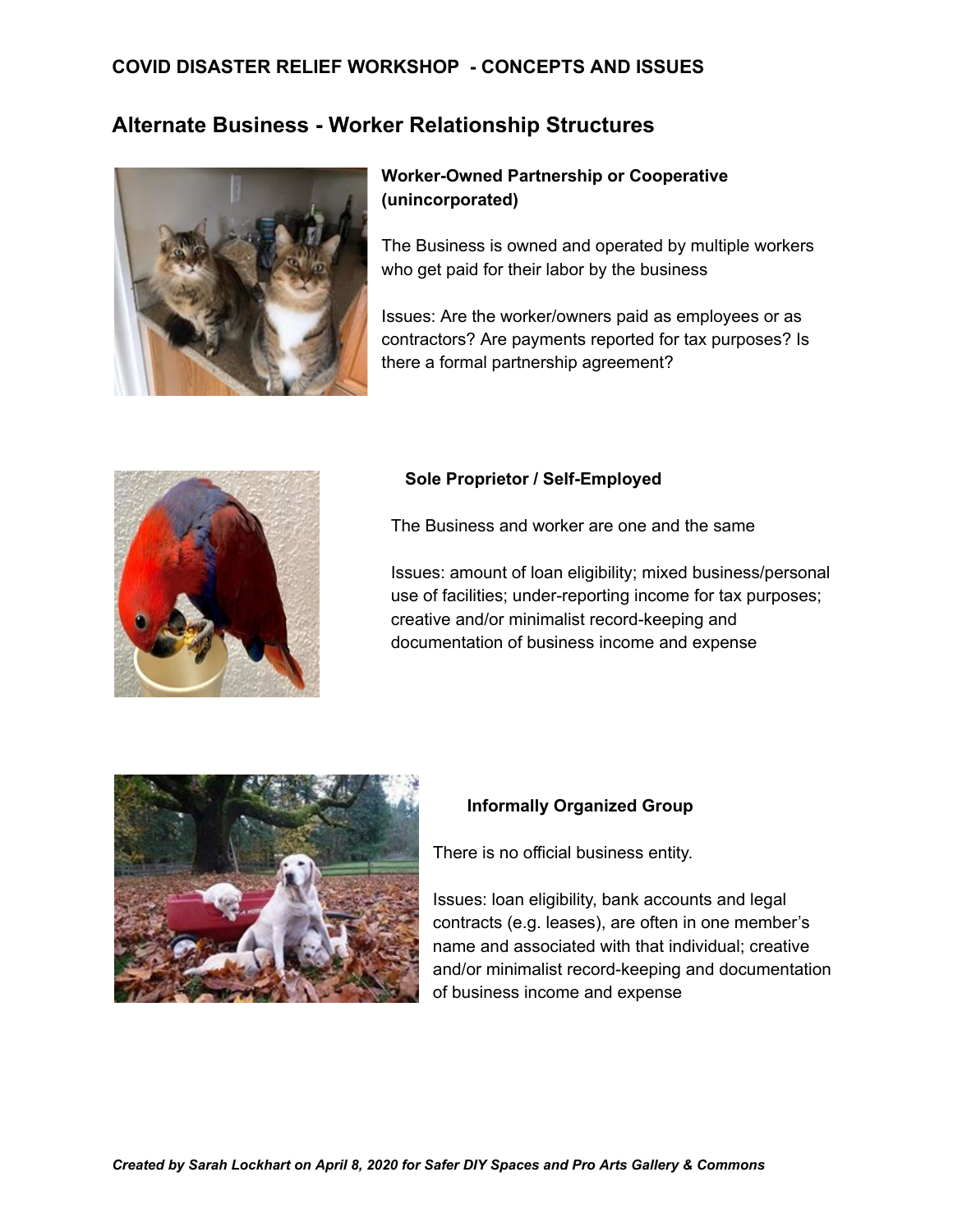**COVID DISASTER RELIEF WORKSHOP - CONCEPTS AND ISSUES**

## Alternate Business - Worker Relationship Structures

### Worker-Owned Partnership or Cooperative (unincorporated)

The Business is owned and operated by multiple workers who get paid for their labor by the business

Issues: Are the worker/owners paid as employees or as contractors? Are payments reported for tax purposes? Is there a formal partnership agreement?

### Sole Proprietor / Self-Employed

The Business and worker are one and the same

Issues: amount of loan eligibility; mixed business/personal use of facilities; under-reporting income for tax purposes; creative and/or minimalist record-keeping and documentation of business income and expense

### Informally Organized Group

There is no official business entity.

Issues: loan eligibility, bank accounts and legal contracts (e.g. leases), are often in one member's name and associated with that individual; creative and/or minimalist record-keeping and documentation of business income and expense

***Created by Sarah Lockhart on April 8, 2020 for Safer DIY Spaces and Pro Arts Gallery & Commons***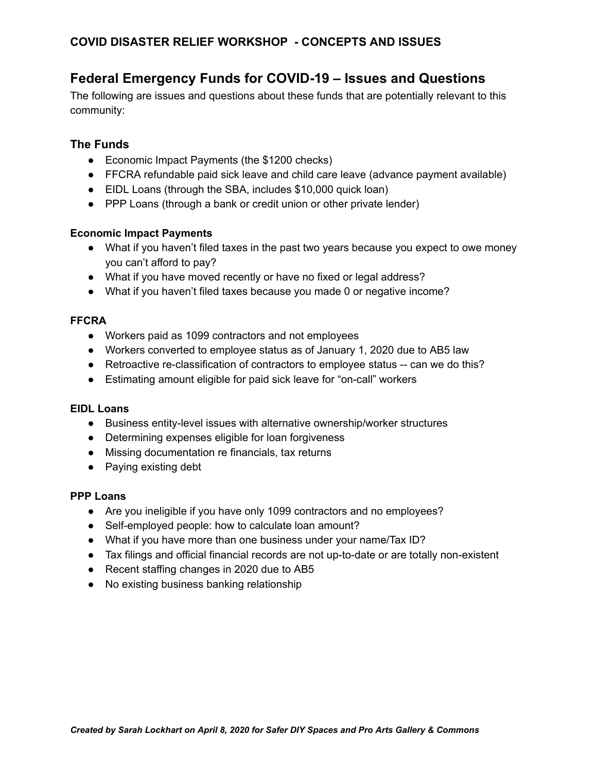## COVID DISASTER RELIEF WORKSHOP - CONCEPTS AND ISSUES

# Federal Emergency Funds for COVID-19 – Issues and Questions

The following are issues and questions about these funds that are potentially relevant to this community:

### The Funds

- Economic Impact Payments (the $1200 checks)
- FFCRA refundable paid sick leave and child care leave (advance payment available)
- EIDL Loans (through the SBA, includes $10,000 quick loan)
- PPP Loans (through a bank or credit union or other private lender)

#### Economic Impact Payments

- What if you haven't filed taxes in the past two years because you expect to owe money you can't afford to pay?
- What if you have moved recently or have no fixed or legal address?
- What if you haven't filed taxes because you made 0 or negative income?

#### FFCRA

- Workers paid as 1099 contractors and not employees
- Workers converted to employee status as of January 1, 2020 due to AB5 law
- Retroactive re-classification of contractors to employee status -- can we do this?
- Estimating amount eligible for paid sick leave for "on-call" workers

#### EIDL Loans

- Business entity-level issues with alternative ownership/worker structures
- Determining expenses eligible for loan forgiveness
- Missing documentation re financials, tax returns
- Paying existing debt

#### PPP Loans

- Are you ineligible if you have only 1099 contractors and no employees?
- Self-employed people: how to calculate loan amount?
- What if you have more than one business under your name/Tax ID?
- Tax filings and official financial records are not up-to-date or are totally non-existent
- Recent staffing changes in 2020 due to AB5
- No existing business banking relationship

***Created by Sarah Lockhart on April 8, 2020 for Safer DIY Spaces and Pro Arts Gallery & Commons***